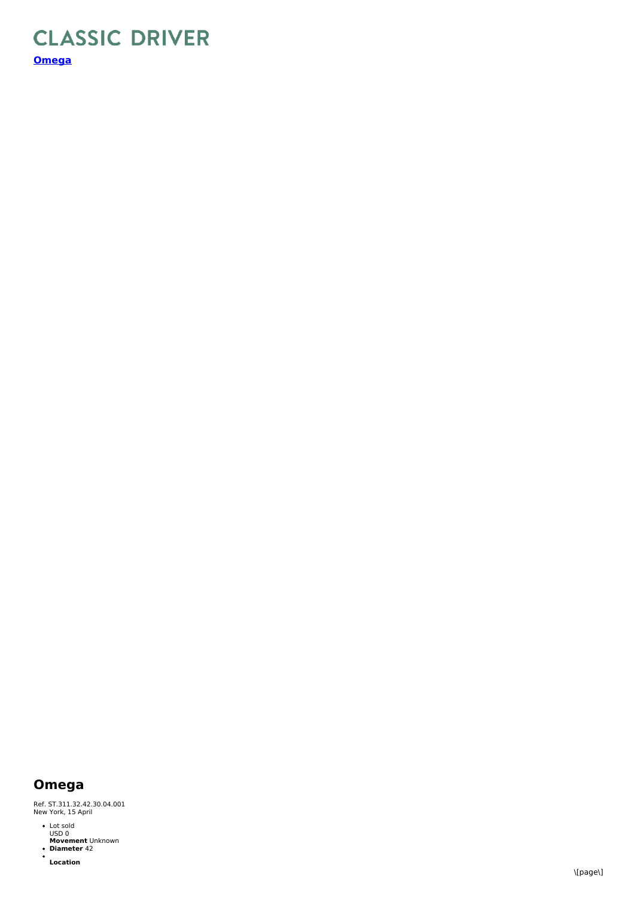# CLASSIC DRIVER

**[Omega]()**

## Omega

Ref. ST.311.32.42.30.04.001
New York, 15 April

- Lot sold
  USD 0
  **Movement** Unknown
- **Diameter** 42
- 
  **Location**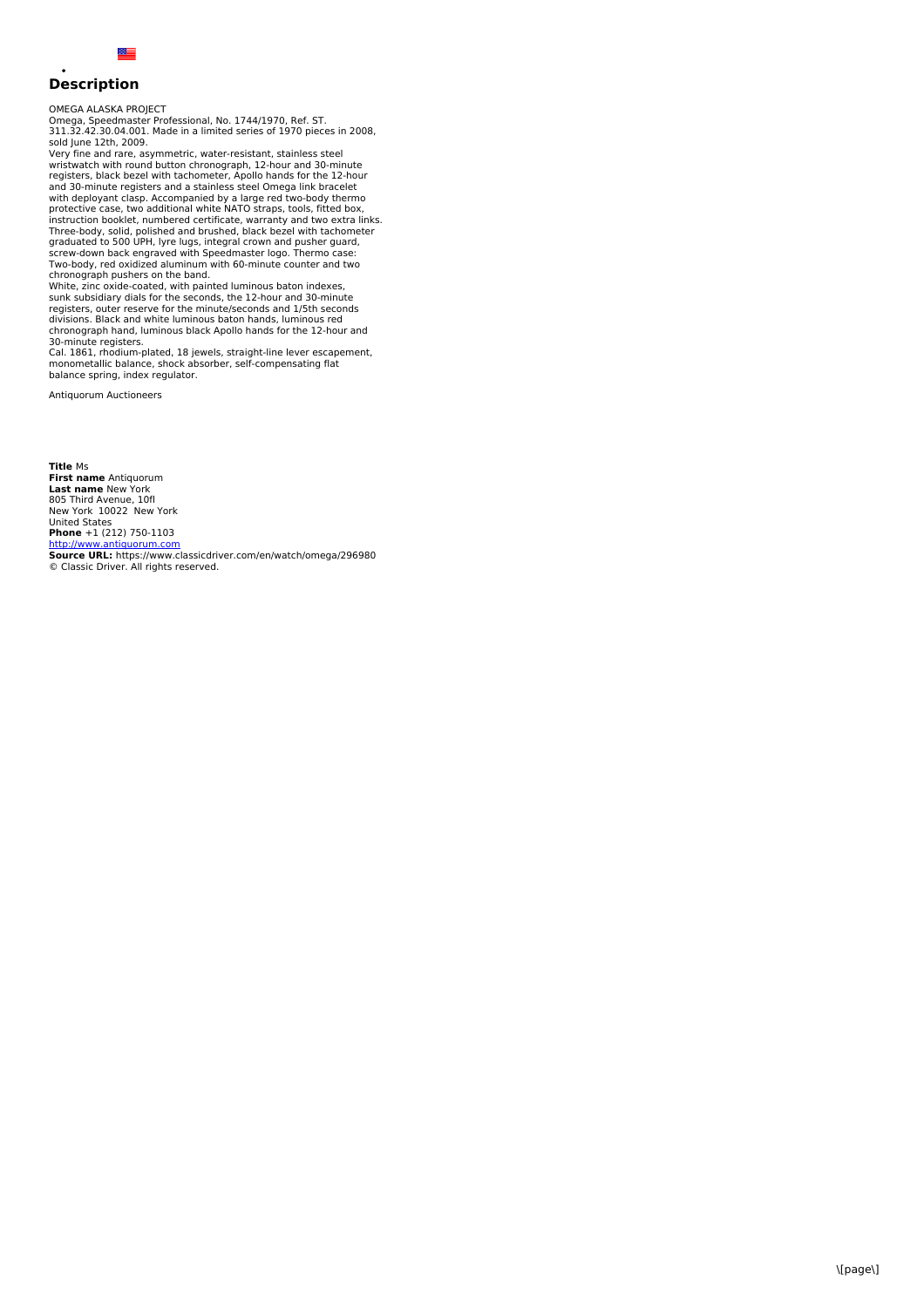## Description

OMEGA ALASKA PROJECT
Omega, Speedmaster Professional, No. 1744/1970, Ref. ST. 311.32.42.30.04.001. Made in a limited series of 1970 pieces in 2008, sold June 12th, 2009.
Very fine and rare, asymmetric, water-resistant, stainless steel wristwatch with round button chronograph, 12-hour and 30-minute registers, black bezel with tachometer, Apollo hands for the 12-hour and 30-minute registers and a stainless steel Omega link bracelet with deployant clasp. Accompanied by a large red two-body thermo protective case, two additional white NATO straps, tools, fitted box, instruction booklet, numbered certificate, warranty and two extra links.
Three-body, solid, polished and brushed, black bezel with tachometer graduated to 500 UPH, lyre lugs, integral crown and pusher guard, screw-down back engraved with Speedmaster logo. Thermo case: Two-body, red oxidized aluminum with 60-minute counter and two chronograph pushers on the band.
White, zinc oxide-coated, with painted luminous baton indexes, sunk subsidiary dials for the seconds, the 12-hour and 30-minute registers, outer reserve for the minute/seconds and 1/5th seconds divisions. Black and white luminous baton hands, luminous red chronograph hand, luminous black Apollo hands for the 12-hour and 30-minute registers.
Cal. 1861, rhodium-plated, 18 jewels, straight-line lever escapement, monometallic balance, shock absorber, self-compensating flat balance spring, index regulator.

Antiquorum Auctioneers

**Title** Ms
**First name** Antiquorum
**Last name** New York
805 Third Avenue, 10fl
New York 10022 New York
United States
**Phone** +1 (212) 750-1103
http://www.antiquorum.com
**Source URL:** https://www.classicdriver.com/en/watch/omega/296980
© Classic Driver. All rights reserved.